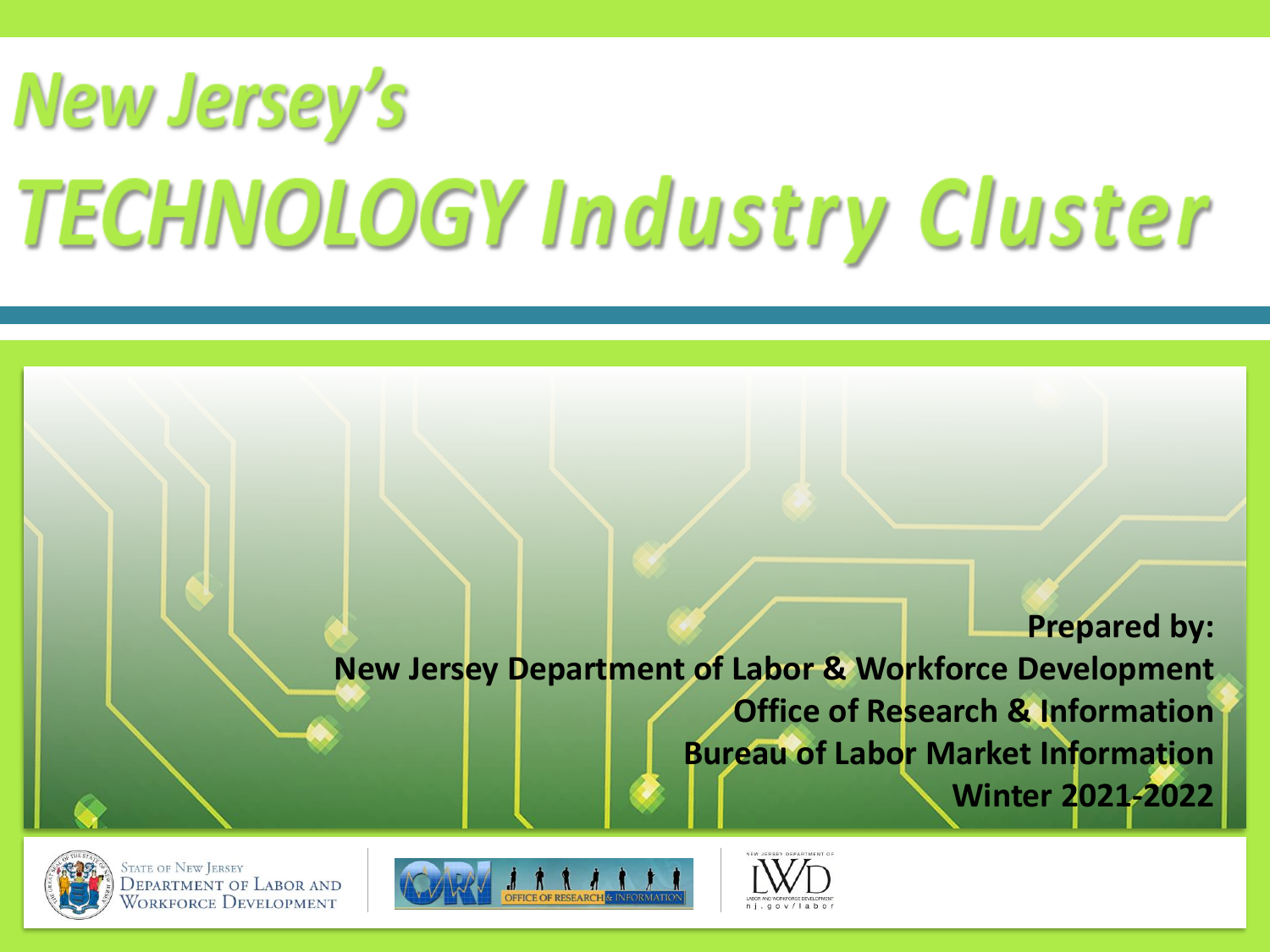# New Jersey's TECHNOLOGY Industry Cluster

**Prepared by:**
**New Jersey Department of Labor & Workforce Development**
**Office of Research & Information**
**Bureau of Labor Market Information**
**Winter 2021-2022**

State of New Jersey
Department of Labor and Workforce Development

Office of Research & Information

New Jersey Department of Labor and Workforce Development
nj.gov/labor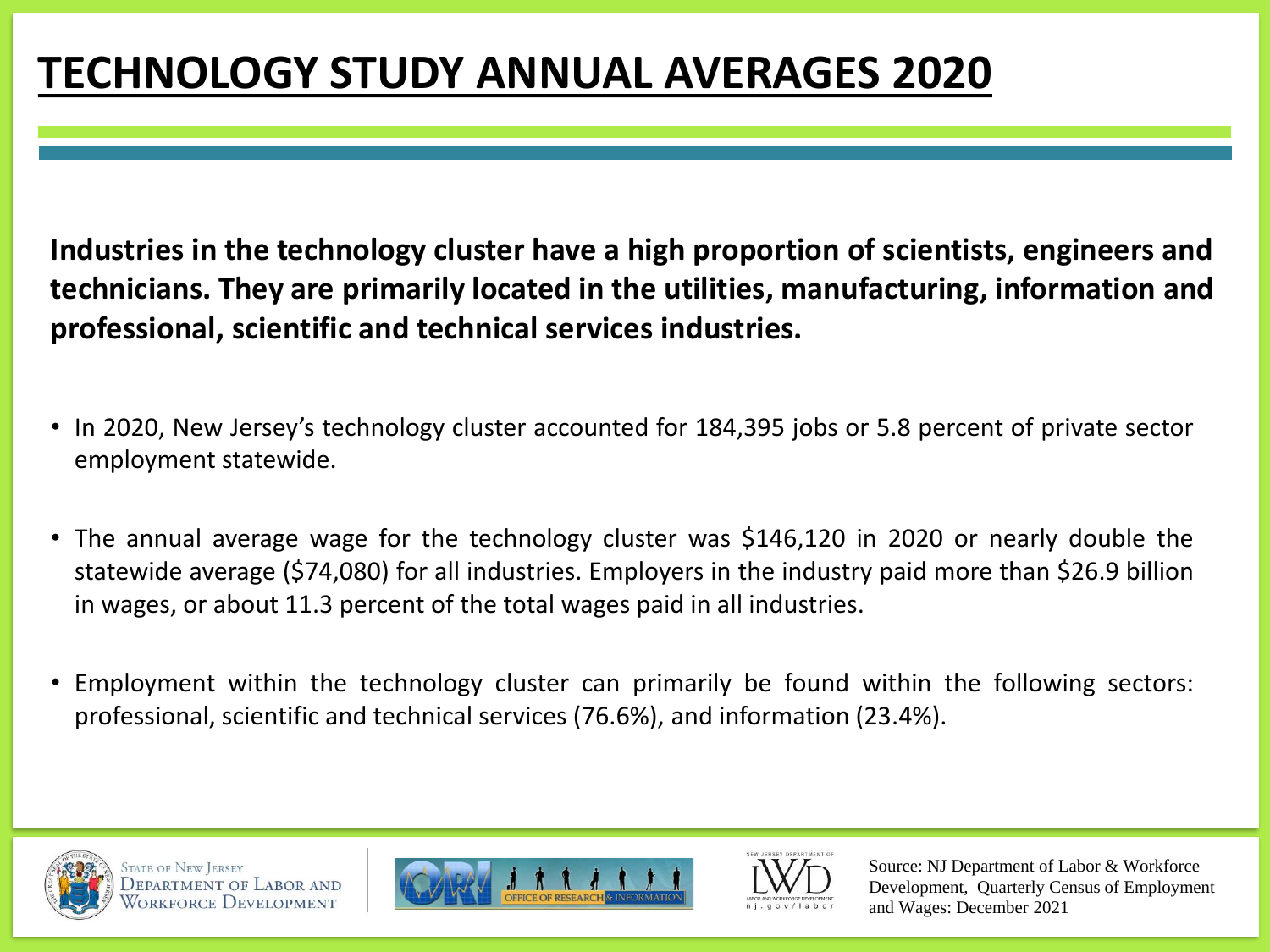# TECHNOLOGY STUDY ANNUAL AVERAGES 2020

**Industries in the technology cluster have a high proportion of scientists, engineers and technicians. They are primarily located in the utilities, manufacturing, information and professional, scientific and technical services industries.**

- In 2020, New Jersey's technology cluster accounted for 184,395 jobs or 5.8 percent of private sector employment statewide.
- The annual average wage for the technology cluster was $146,120 in 2020 or nearly double the statewide average ($74,080) for all industries. Employers in the industry paid more than $26.9 billion in wages, or about 11.3 percent of the total wages paid in all industries.
- Employment within the technology cluster can primarily be found within the following sectors: professional, scientific and technical services (76.6%), and information (23.4%).

State of New Jersey Department of Labor and Workforce Development

Office of Research & Information

Source: NJ Department of Labor & Workforce Development, Quarterly Census of Employment and Wages: December 2021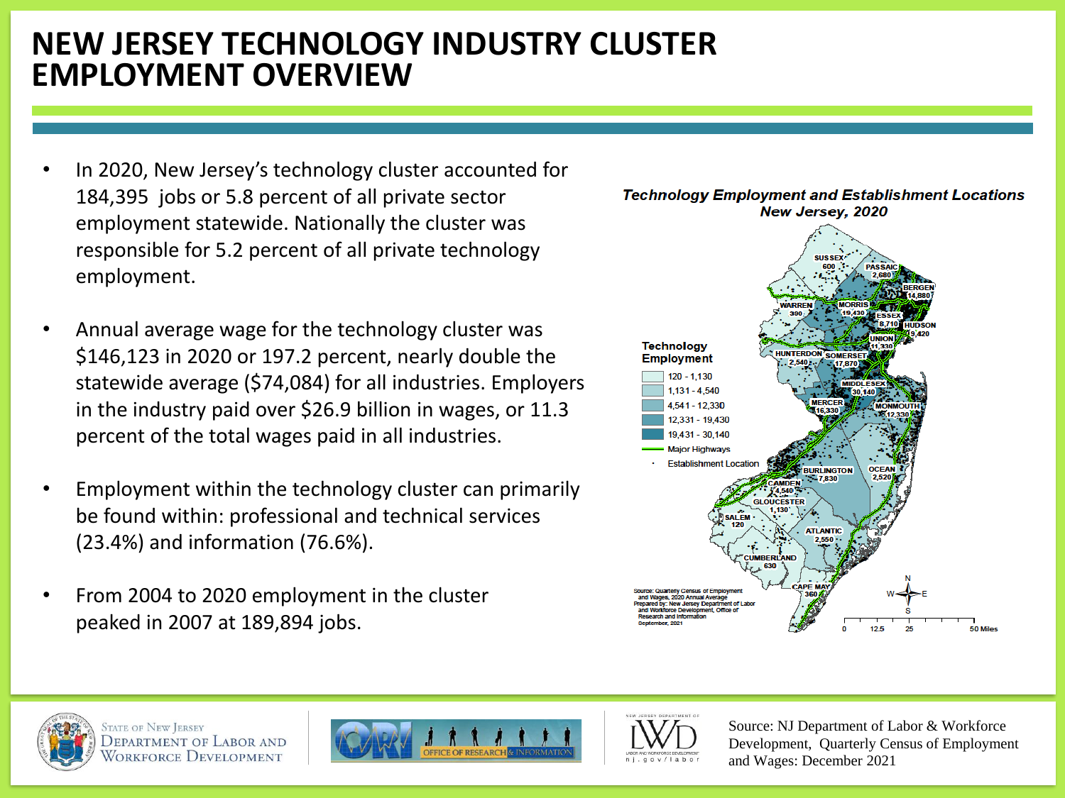# NEW JERSEY TECHNOLOGY INDUSTRY CLUSTER EMPLOYMENT OVERVIEW

- In 2020, New Jersey's technology cluster accounted for 184,395 jobs or 5.8 percent of all private sector employment statewide. Nationally the cluster was responsible for 5.2 percent of all private technology employment.
- Annual average wage for the technology cluster was $146,123 in 2020 or 197.2 percent, nearly double the statewide average ($74,084) for all industries. Employers in the industry paid over $26.9 billion in wages, or 11.3 percent of the total wages paid in all industries.
- Employment within the technology cluster can primarily be found within: professional and technical services (23.4%) and information (76.6%).
- From 2004 to 2020 employment in the cluster peaked in 2007 at 189,894 jobs.

***Technology Employment and Establishment Locations New Jersey, 2020***

**Technology Employment**

- 120 - 1,130
- 1,131 - 4,540
- 4,541 - 12,330
- 12,331 - 19,430
- 19,431 - 30,140
- Major Highways
- Establishment Location

| County | Technology Employment |
| --- | --- |
| SUSSEX | 600 |
| PASSAIC | 2,680 |
| BERGEN | 14,880 |
| WARREN | 390 |
| MORRIS | 19,430 |
| ESSEX | 8,710 |
| HUDSON | 19,420 |
| UNION | 11,330 |
| HUNTERDON | 2,540 |
| SOMERSET | 17,870 |
| MIDDLESEX | 30,140 |
| MERCER | 16,330 |
| MONMOUTH | 12,330 |
| BURLINGTON | 7,830 |
| OCEAN | 2,520 |
| CAMDEN | 4,540 |
| GLOUCESTER | 1,130 |
| SALEM | 120 |
| ATLANTIC | 2,550 |
| CUMBERLAND | 630 |
| CAPE MAY | 360 |

Source: Quarterly Census of Employment and Wages, 2020 Annual Average
Prepared by: New Jersey Department of Labor and Workforce Development, Office of Research and Information
September, 2021

Source: NJ Department of Labor & Workforce Development, Quarterly Census of Employment and Wages: December 2021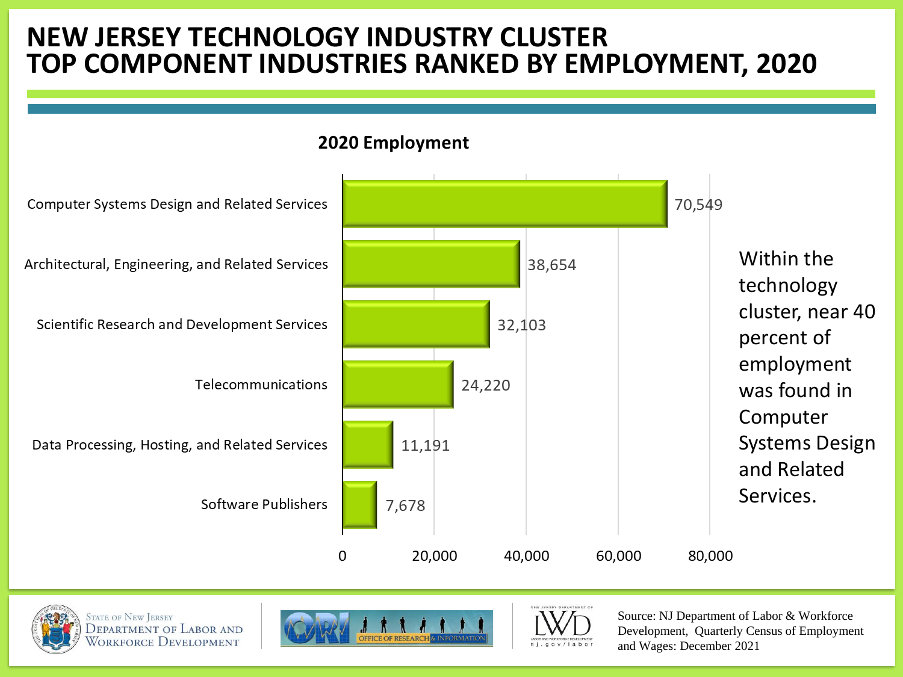# NEW JERSEY TECHNOLOGY INDUSTRY CLUSTER
# TOP COMPONENT INDUSTRIES RANKED BY EMPLOYMENT, 2020

**2020 Employment**

| Industry | 2020 Employment |
|---|---|
| Computer Systems Design and Related Services | 70,549 |
| Architectural, Engineering, and Related Services | 38,654 |
| Scientific Research and Development Services | 32,103 |
| Telecommunications | 24,220 |
| Data Processing, Hosting, and Related Services | 11,191 |
| Software Publishers | 7,678 |

Within the technology cluster, near 40 percent of employment was found in Computer Systems Design and Related Services.

State of New Jersey Department of Labor and Workforce Development

Office of Research & Information

Source: NJ Department of Labor & Workforce Development, Quarterly Census of Employment and Wages: December 2021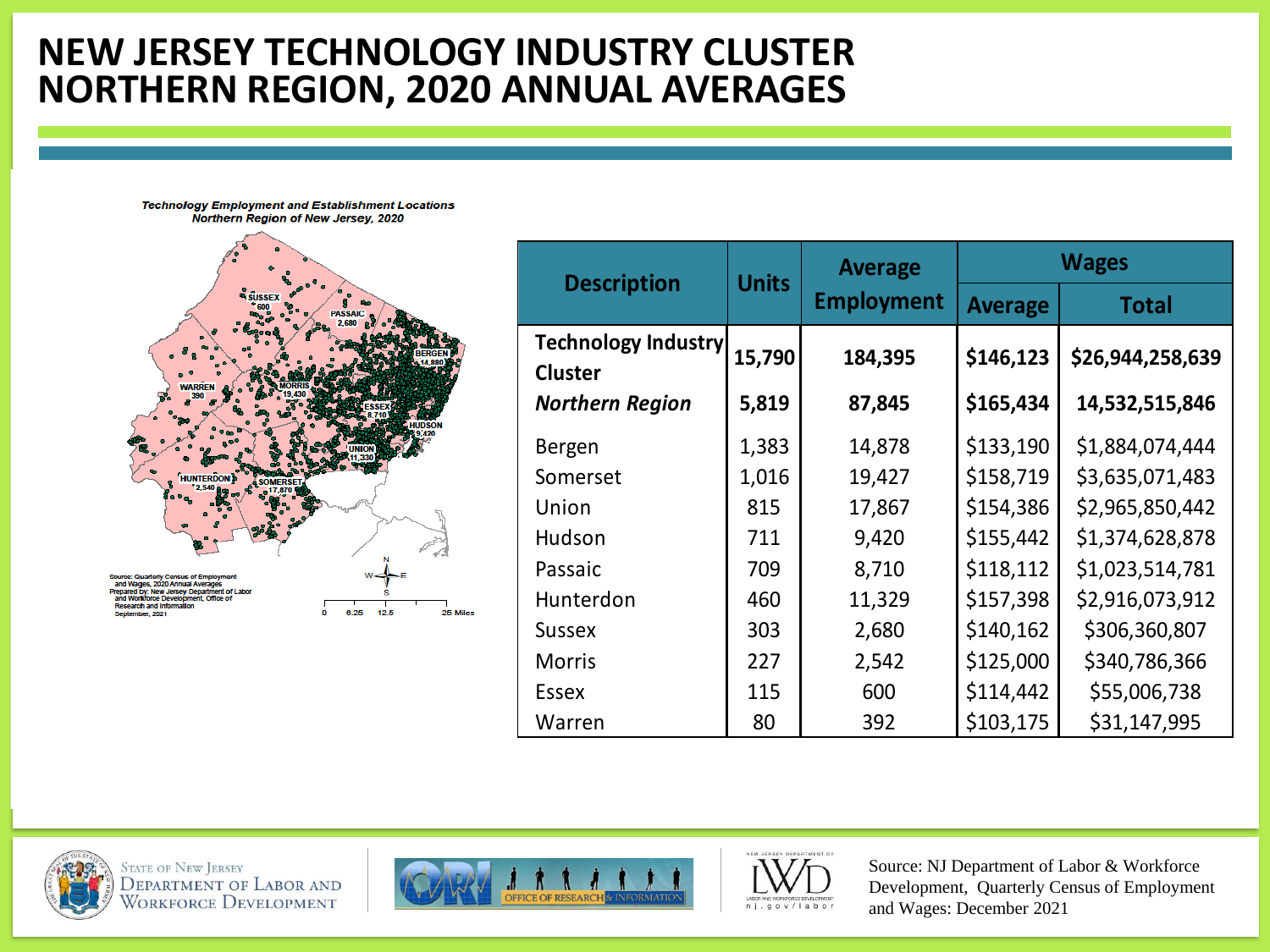# NEW JERSEY TECHNOLOGY INDUSTRY CLUSTER NORTHERN REGION, 2020 ANNUAL AVERAGES

**Technology Employment and Establishment Locations Northern Region of New Jersey, 2020**

SUSSEX 600
PASSAIC 2,680
BERGEN 14,880
WARREN 390
MORRIS 19,430
ESSEX 8,710
HUDSON 9,420
UNION 11,330
HUNTERDON 2,540
SOMERSET 17,870

Source: Quarterly Census of Employment and Wages, 2020 Annual Averages
Prepared by: New Jersey Department of Labor and Workforce Development, Office of Research and Information
September, 2021

0 6.25 12.5 25 Miles

| Description | Units | Average Employment | Wages | |
|---|---|---|---|---|
| | | | Average | Total |
| **Technology Industry Cluster** | **15,790** | **184,395** | **$146,123** | **$26,944,258,639** |
| ***Northern Region*** | **5,819** | **87,845** | **$165,434** | **14,532,515,846** |
| Bergen | 1,383 | 14,878 | $133,190 | $1,884,074,444 |
| Somerset | 1,016 | 19,427 | $158,719 | $3,635,071,483 |
| Union | 815 | 17,867 | $154,386 | $2,965,850,442 |
| Hudson | 711 | 9,420 | $155,442 | $1,374,628,878 |
| Passaic | 709 | 8,710 | $118,112 | $1,023,514,781 |
| Hunterdon | 460 | 11,329 | $157,398 | $2,916,073,912 |
| Sussex | 303 | 2,680 | $140,162 | $306,360,807 |
| Morris | 227 | 2,542 | $125,000 | $340,786,366 |
| Essex | 115 | 600 | $114,442 | $55,006,738 |
| Warren | 80 | 392 | $103,175 | $31,147,995 |

Source: NJ Department of Labor & Workforce Development, Quarterly Census of Employment and Wages: December 2021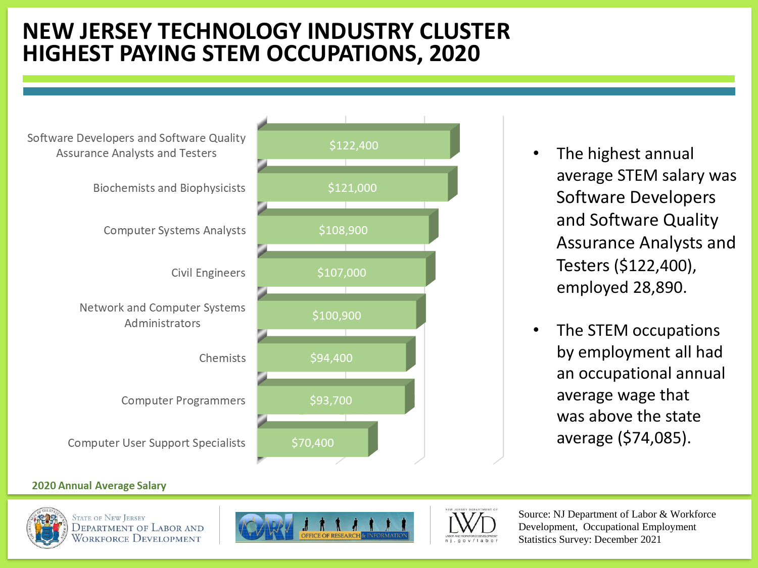# NEW JERSEY TECHNOLOGY INDUSTRY CLUSTER HIGHEST PAYING STEM OCCUPATIONS, 2020

| Occupation | 2020 Annual Average Salary |
| --- | --- |
| Software Developers and Software Quality Assurance Analysts and Testers | $122,400 |
| Biochemists and Biophysicists | $121,000 |
| Computer Systems Analysts | $108,900 |
| Civil Engineers | $107,000 |
| Network and Computer Systems Administrators | $100,900 |
| Chemists | $94,400 |
| Computer Programmers | $93,700 |
| Computer User Support Specialists | $70,400 |

**2020 Annual Average Salary**

- The highest annual average STEM salary was Software Developers and Software Quality Assurance Analysts and Testers ($122,400), employed 28,890.
- The STEM occupations by employment all had an occupational annual average wage that was above the state average ($74,085).

Source: NJ Department of Labor & Workforce Development, Occupational Employment Statistics Survey: December 2021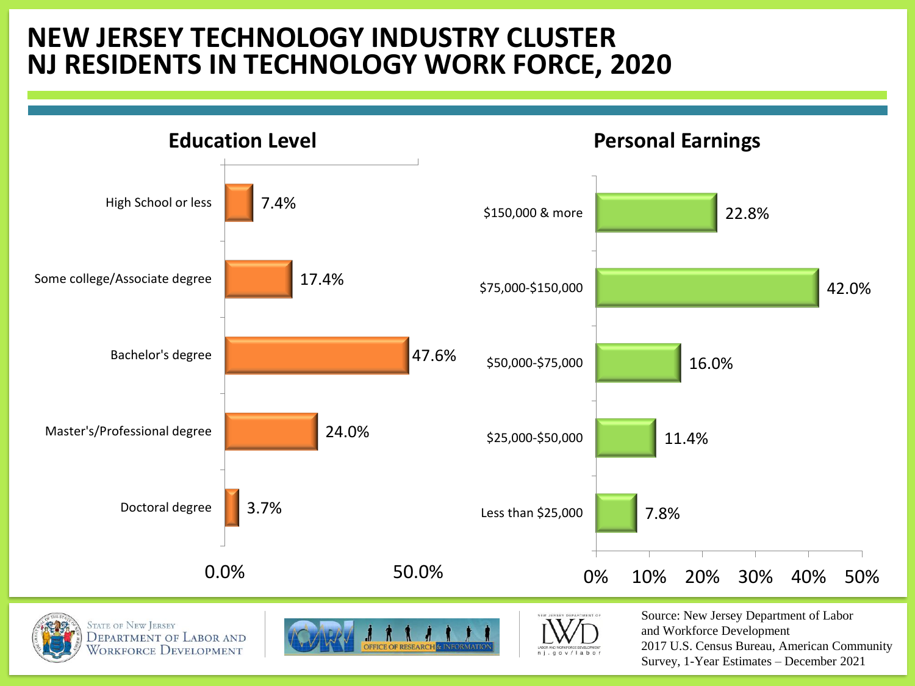# NEW JERSEY TECHNOLOGY INDUSTRY CLUSTER
# NJ RESIDENTS IN TECHNOLOGY WORK FORCE, 2020

## Education Level

High School or less
7.4%

Some college/Associate degree
17.4%

Bachelor's degree
47.6%

Master's/Professional degree
24.0%

Doctoral degree
3.7%

0.0%
50.0%

## Personal Earnings

$150,000 & more
22.8%

$75,000-$150,000
42.0%

$50,000-$75,000
16.0%

$25,000-$50,000
11.4%

Less than $25,000
7.8%

0%
10%
20%
30%
40%
50%

State of New Jersey
Department of Labor and Workforce Development

ORI OFFICE OF RESEARCH & INFORMATION

NEW JERSEY DEPARTMENT OF LABOR AND WORKFORCE DEVELOPMENT
LWD
nj.gov/labor

Source: New Jersey Department of Labor and Workforce Development
2017 U.S. Census Bureau, American Community Survey, 1-Year Estimates – December 2021